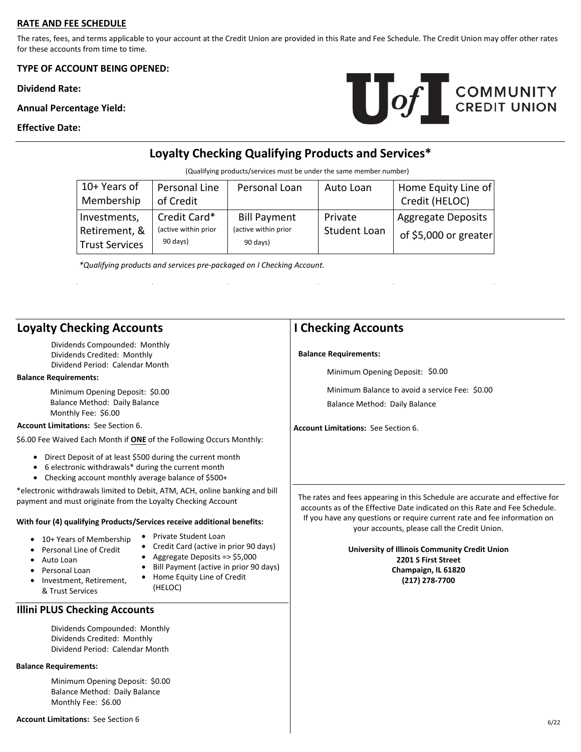**RATE AND FEE SCHEDULE**

The rates, fees, and terms applicable to your account at the Credit Union are provided in this Rate and Fee Schedule. The Credit Union may offer other rates for these accounts from time to time.

**TYPE OF ACCOUNT BEING OPENED:**

**Dividend Rate:**

**Annual Percentage Yield:**

**Effective Date:**

U of I COMMUNITY CREDIT UNION

## Loyalty Checking Qualifying Products and Services*

(Qualifying products/services must be under the same member number)

| 10+ Years of Membership | Personal Line of Credit | Personal Loan | Auto Loan | Home Equity Line of Credit (HELOC) |
|---|---|---|---|---|
| Investments, Retirement, & Trust Services | Credit Card* (active within prior 90 days) | Bill Payment (active within prior 90 days) | Private Student Loan | Aggregate Deposits of $5,000 or greater |

*\*Qualifying products and services pre-packaged on I Checking Account.*

## Loyalty Checking Accounts

Dividends Compounded: Monthly
Dividends Credited: Monthly
Dividend Period: Calendar Month

**Balance Requirements:**

Minimum Opening Deposit: $0.00
Balance Method: Daily Balance
Monthly Fee: $6.00

**Account Limitations:** See Section 6.

$6.00 Fee Waived Each Month if **ONE** of the Following Occurs Monthly:

- Direct Deposit of at least $500 during the current month
- 6 electronic withdrawals* during the current month
- Checking account monthly average balance of $500+

*electronic withdrawals limited to Debit, ATM, ACH, online banking and bill payment and must originate from the Loyalty Checking Account

**With four (4) qualifying Products/Services receive additional benefits:**

- 10+ Years of Membership
- Personal Line of Credit
- Auto Loan
- Personal Loan
- Investment, Retirement, & Trust Services
- Private Student Loan
- Credit Card (active in prior 90 days)
- Aggregate Deposits => $5,000
- Bill Payment (active in prior 90 days)
- Home Equity Line of Credit (HELOC)

## Illini PLUS Checking Accounts

Dividends Compounded: Monthly
Dividends Credited: Monthly
Dividend Period: Calendar Month

**Balance Requirements:**

Minimum Opening Deposit: $0.00
Balance Method: Daily Balance
Monthly Fee: $6.00

**Account Limitations:** See Section 6

## I Checking Accounts

**Balance Requirements:**

Minimum Opening Deposit: $0.00

Minimum Balance to avoid a service Fee: $0.00

Balance Method: Daily Balance

**Account Limitations:** See Section 6.

The rates and fees appearing in this Schedule are accurate and effective for accounts as of the Effective Date indicated on this Rate and Fee Schedule. If you have any questions or require current rate and fee information on your accounts, please call the Credit Union.

**University of Illinois Community Credit Union**
**2201 S First Street**
**Champaign, IL 61820**
**(217) 278-7700**

6/22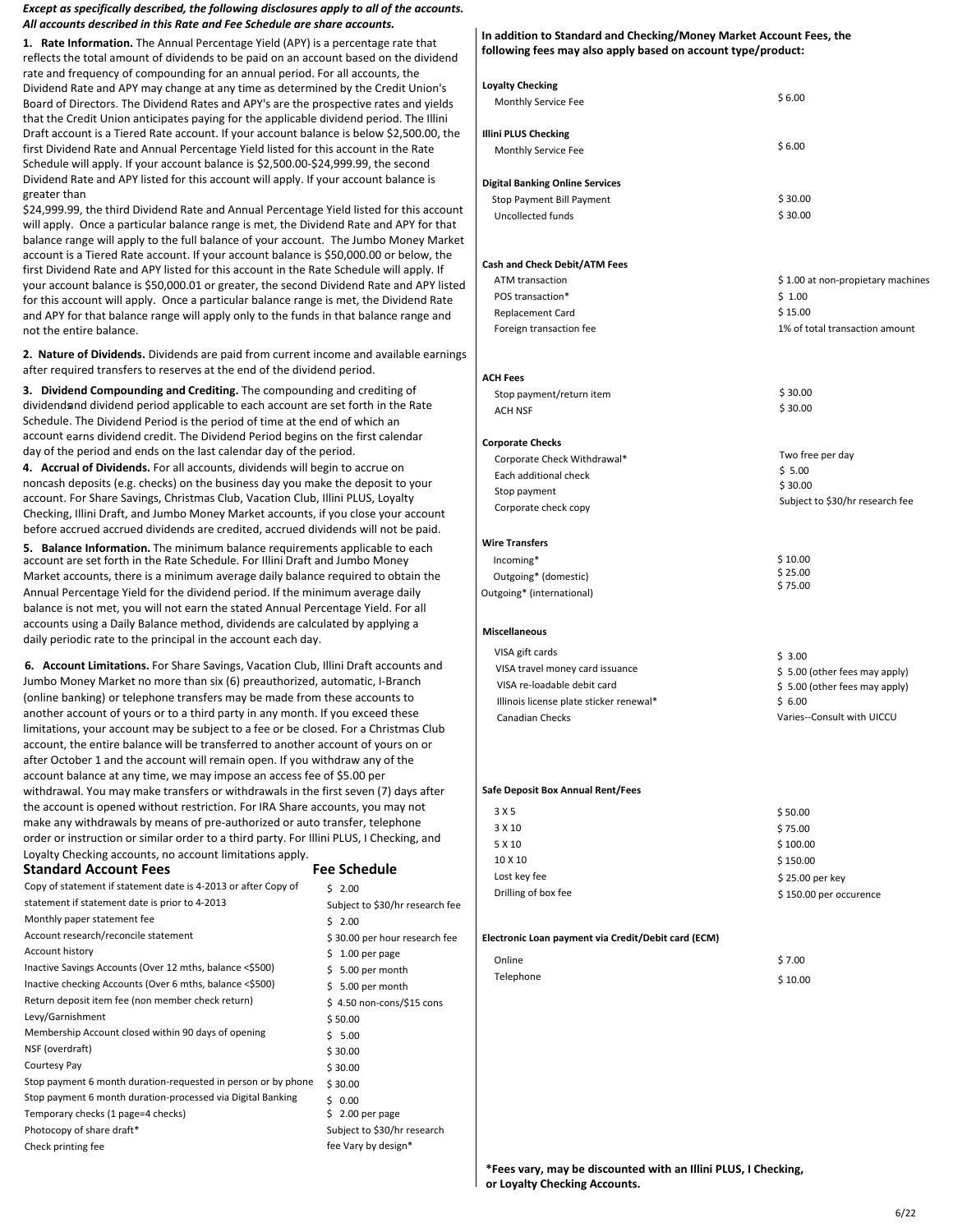***Except as specifically described, the following disclosures apply to all of the accounts. All accounts described in this Rate and Fee Schedule are share accounts.***

**1. Rate Information.** The Annual Percentage Yield (APY) is a percentage rate that reflects the total amount of dividends to be paid on an account based on the dividend rate and frequency of compounding for an annual period. For all accounts, the Dividend Rate and APY may change at any time as determined by the Credit Union's Board of Directors. The Dividend Rates and APY's are the prospective rates and yields that the Credit Union anticipates paying for the applicable dividend period. The Illini Draft account is a Tiered Rate account. If your account balance is below $2,500.00, the first Dividend Rate and Annual Percentage Yield listed for this account in the Rate Schedule will apply. If your account balance is $2,500.00-$24,999.99, the second Dividend Rate and APY listed for this account will apply. If your account balance is greater than $24,999.99, the third Dividend Rate and Annual Percentage Yield listed for this account will apply. Once a particular balance range is met, the Dividend Rate and APY for that balance range will apply to the full balance of your account. The Jumbo Money Market account is a Tiered Rate account. If your account balance is $50,000.00 or below, the first Dividend Rate and APY listed for this account in the Rate Schedule will apply. If your account balance is $50,000.01 or greater, the second Dividend Rate and APY listed for this account will apply. Once a particular balance range is met, the Dividend Rate and APY for that balance range will apply only to the funds in that balance range and not the entire balance.

**2. Nature of Dividends.** Dividends are paid from current income and available earnings after required transfers to reserves at the end of the dividend period.

**3. Dividend Compounding and Crediting.** The compounding and crediting of dividends and dividend period applicable to each account are set forth in the Rate Schedule. The Dividend Period is the period of time at the end of which an account earns dividend credit. The Dividend Period begins on the first calendar day of the period and ends on the last calendar day of the period.

**4. Accrual of Dividends.** For all accounts, dividends will begin to accrue on noncash deposits (e.g. checks) on the business day you make the deposit to your account. For Share Savings, Christmas Club, Vacation Club, Illini PLUS, Loyalty Checking, Illini Draft, and Jumbo Money Market accounts, if you close your account before accrued accrued dividends are credited, accrued dividends will not be paid.

**5. Balance Information.** The minimum balance requirements applicable to each account are set forth in the Rate Schedule. For Illini Draft and Jumbo Money Market accounts, there is a minimum average daily balance required to obtain the Annual Percentage Yield for the dividend period. If the minimum average daily balance is not met, you will not earn the stated Annual Percentage Yield. For all accounts using a Daily Balance method, dividends are calculated by applying a daily periodic rate to the principal in the account each day.

**6. Account Limitations.** For Share Savings, Vacation Club, Illini Draft accounts and Jumbo Money Market no more than six (6) preauthorized, automatic, I-Branch (online banking) or telephone transfers may be made from these accounts to another account of yours or to a third party in any month. If you exceed these limitations, your account may be subject to a fee or be closed. For a Christmas Club account, the entire balance will be transferred to another account of yours on or after October 1 and the account will remain open. If you withdraw any of the account balance at any time, we may impose an access fee of $5.00 per withdrawal. You may make transfers or withdrawals in the first seven (7) days after the account is opened without restriction. For IRA Share accounts, you may not make any withdrawals by means of pre-authorized or auto transfer, telephone order or instruction or similar order to a third party. For Illini PLUS, I Checking, and Loyalty Checking accounts, no account limitations apply.

| Standard Account Fees | Fee Schedule |
|---|---|
| Copy of statement if statement date is 4-2013 or after | $ 2.00 |
| Copy of statement if statement date is prior to 4-2013 | Subject to $30/hr research fee |
| Monthly paper statement fee | $ 2.00 |
| Account research/reconcile statement | $ 30.00 per hour research fee |
| Account history | $ 1.00 per page |
| Inactive Savings Accounts (Over 12 mths, balance <$500) | $ 5.00 per month |
| Inactive checking Accounts (Over 6 mths, balance <$500) | $ 5.00 per month |
| Return deposit item fee (non member check return) | $ 4.50 non-cons/$15 cons |
| Levy/Garnishment | $ 50.00 |
| Membership Account closed within 90 days of opening | $ 5.00 |
| NSF (overdraft) | $ 30.00 |
| Courtesy Pay | $ 30.00 |
| Stop payment 6 month duration-requested in person or by phone | $ 30.00 |
| Stop payment 6 month duration-processed via Digital Banking | $ 0.00 |
| Temporary checks (1 page=4 checks) | $ 2.00 per page |
| Photocopy of share draft* | Subject to $30/hr research fee |
| Check printing fee | Vary by design* |

**In addition to Standard and Checking/Money Market Account Fees, the following fees may also apply based on account type/product:**

| | |
|---|---|
| **Loyalty Checking** | |
| Monthly Service Fee | $ 6.00 |
| **Illini PLUS Checking** | |
| Monthly Service Fee | $ 6.00 |
| **Digital Banking Online Services** | |
| Stop Payment Bill Payment | $ 30.00 |
| Uncollected funds | $ 30.00 |
| **Cash and Check Debit/ATM Fees** | |
| ATM transaction | $ 1.00 at non-propietary machines |
| POS transaction* | $ 1.00 |
| Replacement Card | $ 15.00 |
| Foreign transaction fee | 1% of total transaction amount |
| **ACH Fees** | |
| Stop payment/return item | $ 30.00 |
| ACH NSF | $ 30.00 |
| **Corporate Checks** | |
| Corporate Check Withdrawal* | Two free per day |
| Each additional check | $ 5.00 |
| Stop payment | $ 30.00 |
| Corporate check copy | Subject to $30/hr research fee |
| **Wire Transfers** | |
| Incoming* | $ 10.00 |
| Outgoing* (domestic) | $ 25.00 |
| Outgoing* (international) | $ 75.00 |
| **Miscellaneous** | |
| VISA gift cards | $ 3.00 |
| VISA travel money card issuance | $ 5.00 (other fees may apply) |
| VISA re-loadable debit card | $ 5.00 (other fees may apply) |
| Illinois license plate sticker renewal* | $ 6.00 |
| Canadian Checks | Varies--Consult with UICCU |
| **Safe Deposit Box Annual Rent/Fees** | |
| 3 X 5 | $ 50.00 |
| 3 X 10 | $ 75.00 |
| 5 X 10 | $ 100.00 |
| 10 X 10 | $ 150.00 |
| Lost key fee | $ 25.00 per key |
| Drilling of box fee | $ 150.00 per occurence |
| **Electronic Loan payment via Credit/Debit card (ECM)** | |
| Online | $ 7.00 |
| Telephone | $ 10.00 |

**\*Fees vary, may be discounted with an Illini PLUS, I Checking, or Loyalty Checking Accounts.**

6/22